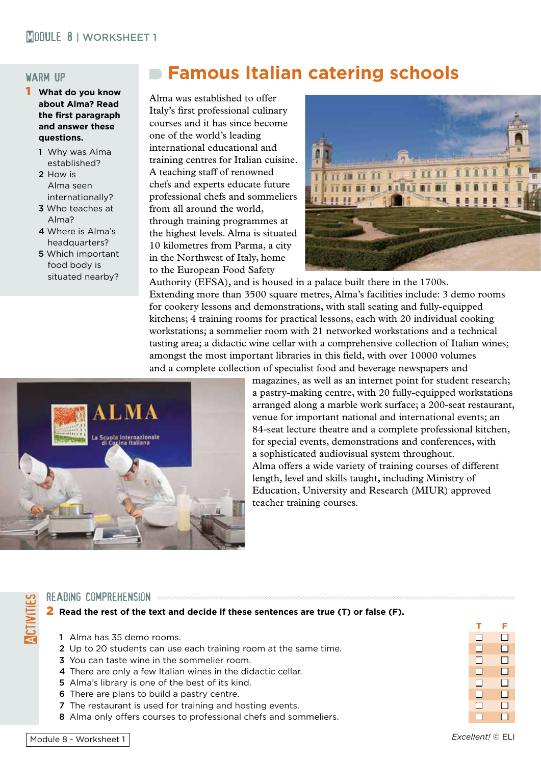# Famous Italian catering schools

## WARM UP

**1 What do you know about Alma? Read the first paragraph and answer these questions.**

1. Why was Alma established?
2. How is Alma seen internationally?
3. Who teaches at Alma?
4. Where is Alma's headquarters?
5. Which important food body is situated nearby?

Alma was established to offer Italy's first professional culinary courses and it has since become one of the world's leading international educational and training centres for Italian cuisine. A teaching staff of renowned chefs and experts educate future professional chefs and sommeliers from all around the world, through training programmes at the highest levels. Alma is situated 10 kilometres from Parma, a city in the Northwest of Italy, home to the European Food Safety Authority (EFSA), and is housed in a palace built there in the 1700s.

Extending more than 3500 square metres, Alma's facilities include: 3 demo rooms for cookery lessons and demonstrations, with stall seating and fully-equipped kitchens; 4 training rooms for practical lessons, each with 20 individual cooking workstations; a sommelier room with 21 networked workstations and a technical tasting area; a didactic wine cellar with a comprehensive collection of Italian wines; amongst the most important libraries in this field, with over 10000 volumes and a complete collection of specialist food and beverage newspapers and magazines, as well as an internet point for student research; a pastry-making centre, with 20 fully-equipped workstations arranged along a marble work surface; a 200-seat restaurant, venue for important national and international events; an 84-seat lecture theatre and a complete professional kitchen, for special events, demonstrations and conferences, with a sophisticated audiovisual system throughout.

Alma offers a wide variety of training courses of different length, level and skills taught, including Ministry of Education, University and Research (MIUR) approved teacher training courses.

## ACTIVITIES

### READING COMPREHENSION

**2 Read the rest of the text and decide if these sentences are true (T) or false (F).**

| | | T | F |
|---|---|---|---|
| 1 | Alma has 35 demo rooms. | ☐ | ☐ |
| 2 | Up to 20 students can use each training room at the same time. | ☐ | ☐ |
| 3 | You can taste wine in the sommelier room. | ☐ | ☐ |
| 4 | There are only a few Italian wines in the didactic cellar. | ☐ | ☐ |
| 5 | Alma's library is one of the best of its kind. | ☐ | ☐ |
| 6 | There are plans to build a pastry centre. | ☐ | ☐ |
| 7 | The restaurant is used for training and hosting events. | ☐ | ☐ |
| 8 | Alma only offers courses to professional chefs and sommeliers. | ☐ | ☐ |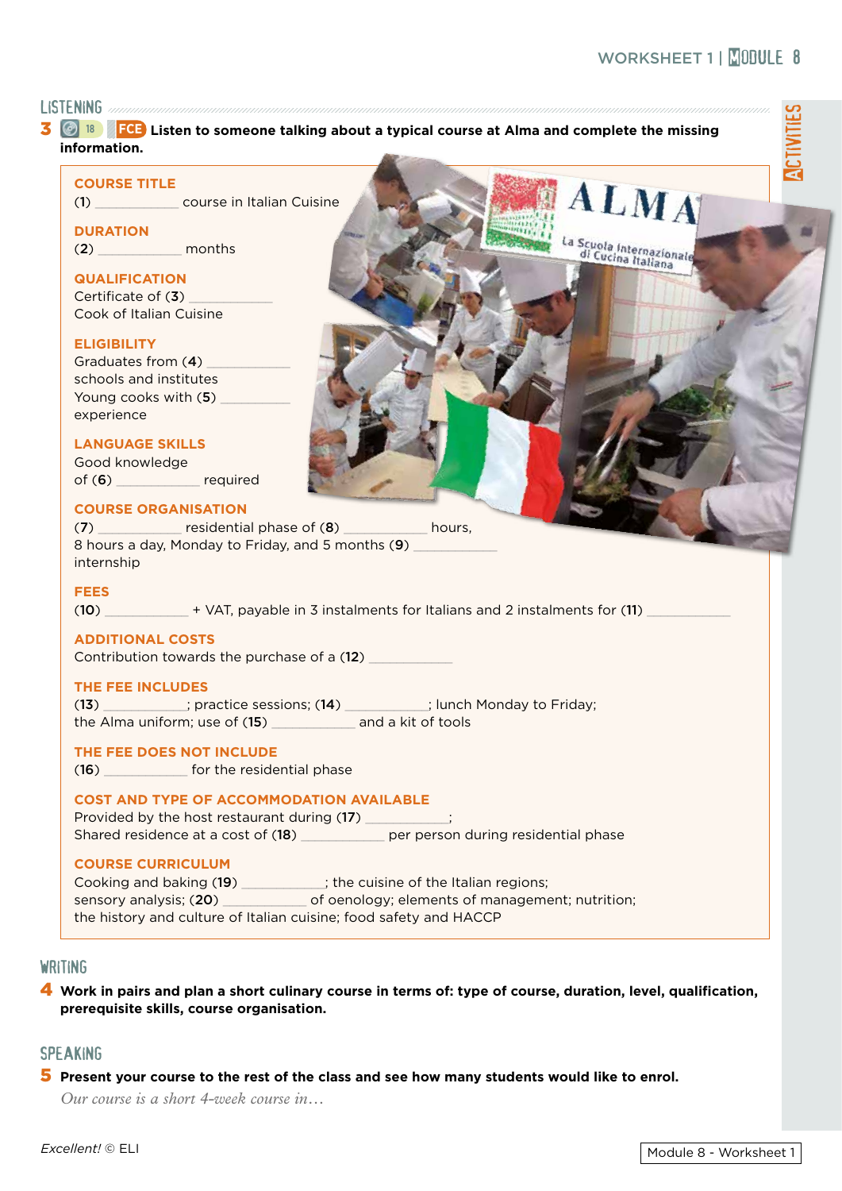## LISTENING

**3** 18 FCE **Listen to someone talking about a typical course at Alma and complete the missing information.**

**COURSE TITLE**
(1) ___________ course in Italian Cuisine

**DURATION**
(2) ___________ months

**QUALIFICATION**
Certificate of (3) ___________
Cook of Italian Cuisine

**ELIGIBILITY**
Graduates from (4) ___________ schools and institutes
Young cooks with (5) ___________ experience

**LANGUAGE SKILLS**
Good knowledge of (6) ___________ required

**COURSE ORGANISATION**
(7) ___________ residential phase of (8) ___________ hours, 8 hours a day, Monday to Friday, and 5 months (9) ___________ internship

**FEES**
(10) ___________ + VAT, payable in 3 instalments for Italians and 2 instalments for (11) ___________

**ADDITIONAL COSTS**
Contribution towards the purchase of a (12) ___________

**THE FEE INCLUDES**
(13) ___________; practice sessions; (14) ___________; lunch Monday to Friday; the Alma uniform; use of (15) ___________ and a kit of tools

**THE FEE DOES NOT INCLUDE**
(16) ___________ for the residential phase

**COST AND TYPE OF ACCOMMODATION AVAILABLE**
Provided by the host restaurant during (17) ___________;
Shared residence at a cost of (18) ___________ per person during residential phase

**COURSE CURRICULUM**
Cooking and baking (19) ___________; the cuisine of the Italian regions; sensory analysis; (20) ___________ of oenology; elements of management; nutrition; the history and culture of Italian cuisine; food safety and HACCP

## WRITING

**4** **Work in pairs and plan a short culinary course in terms of: type of course, duration, level, qualification, prerequisite skills, course organisation.**

## SPEAKING

**5** **Present your course to the rest of the class and see how many students would like to enrol.**

*Our course is a short 4-week course in…*